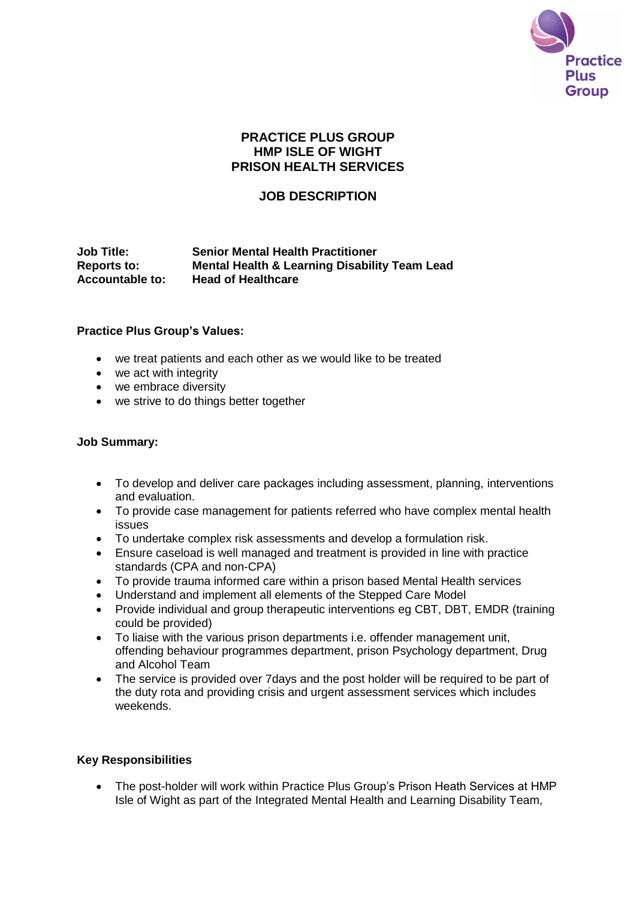# PRACTICE PLUS GROUP
# HMP ISLE OF WIGHT
# PRISON HEALTH SERVICES

## JOB DESCRIPTION

**Job Title:** **Senior Mental Health Practitioner**
**Reports to:** **Mental Health & Learning Disability Team Lead**
**Accountable to:** **Head of Healthcare**

### Practice Plus Group's Values:

- we treat patients and each other as we would like to be treated
- we act with integrity
- we embrace diversity
- we strive to do things better together

### Job Summary:

- To develop and deliver care packages including assessment, planning, interventions and evaluation.
- To provide case management for patients referred who have complex mental health issues
- To undertake complex risk assessments and develop a formulation risk.
- Ensure caseload is well managed and treatment is provided in line with practice standards (CPA and non-CPA)
- To provide trauma informed care within a prison based Mental Health services
- Understand and implement all elements of the Stepped Care Model
- Provide individual and group therapeutic interventions eg CBT, DBT, EMDR (training could be provided)
- To liaise with the various prison departments i.e. offender management unit, offending behaviour programmes department, prison Psychology department, Drug and Alcohol Team
- The service is provided over 7days and the post holder will be required to be part of the duty rota and providing crisis and urgent assessment services which includes weekends.

### Key Responsibilities

- The post-holder will work within Practice Plus Group's Prison Heath Services at HMP Isle of Wight as part of the Integrated Mental Health and Learning Disability Team,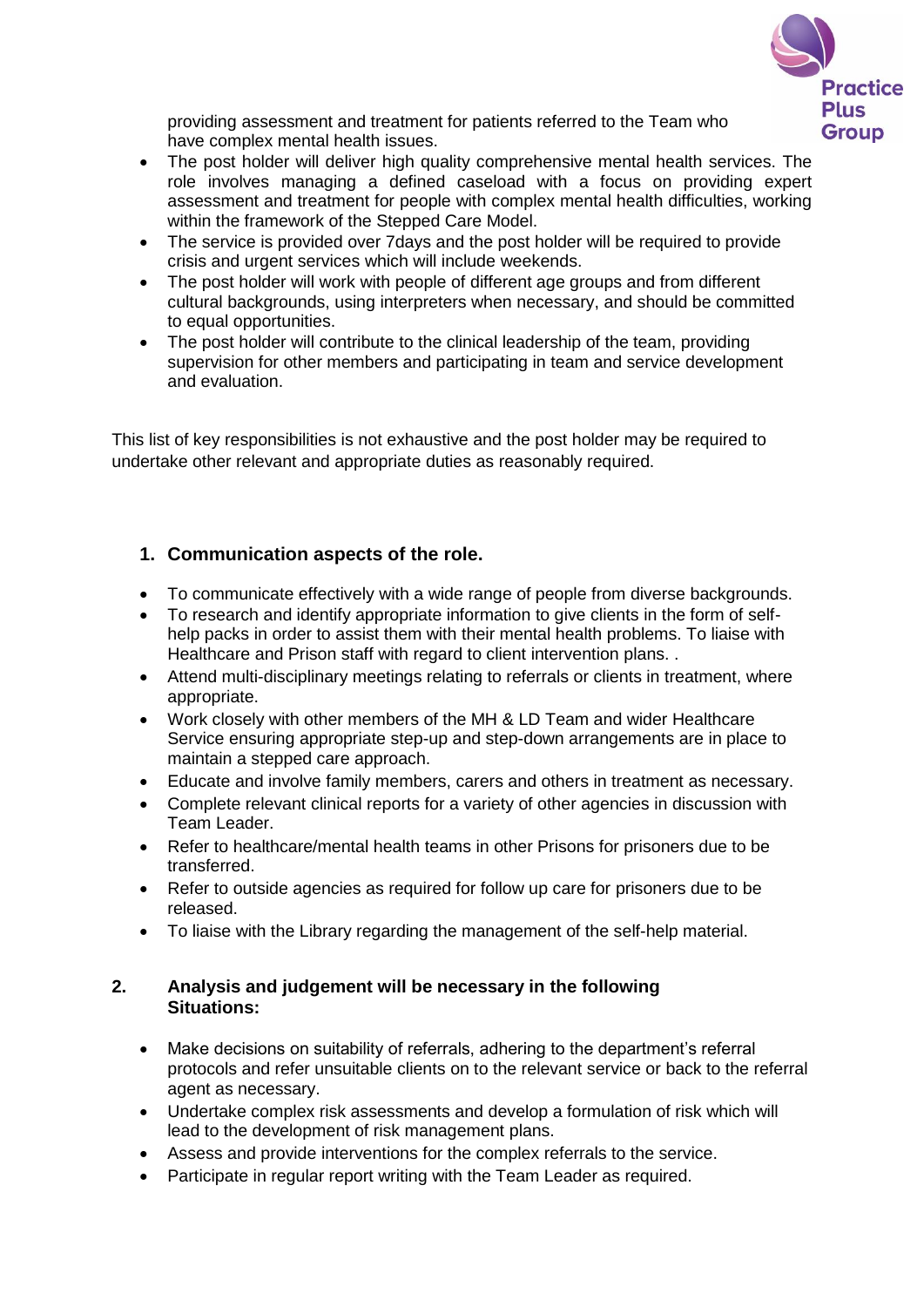providing assessment and treatment for patients referred to the Team who have complex mental health issues.

- The post holder will deliver high quality comprehensive mental health services. The role involves managing a defined caseload with a focus on providing expert assessment and treatment for people with complex mental health difficulties, working within the framework of the Stepped Care Model.
- The service is provided over 7days and the post holder will be required to provide crisis and urgent services which will include weekends.
- The post holder will work with people of different age groups and from different cultural backgrounds, using interpreters when necessary, and should be committed to equal opportunities.
- The post holder will contribute to the clinical leadership of the team, providing supervision for other members and participating in team and service development and evaluation.

This list of key responsibilities is not exhaustive and the post holder may be required to undertake other relevant and appropriate duties as reasonably required.

## 1. Communication aspects of the role.

- To communicate effectively with a wide range of people from diverse backgrounds.
- To research and identify appropriate information to give clients in the form of self-help packs in order to assist them with their mental health problems. To liaise with Healthcare and Prison staff with regard to client intervention plans. .
- Attend multi-disciplinary meetings relating to referrals or clients in treatment, where appropriate.
- Work closely with other members of the MH & LD Team and wider Healthcare Service ensuring appropriate step-up and step-down arrangements are in place to maintain a stepped care approach.
- Educate and involve family members, carers and others in treatment as necessary.
- Complete relevant clinical reports for a variety of other agencies in discussion with Team Leader.
- Refer to healthcare/mental health teams in other Prisons for prisoners due to be transferred.
- Refer to outside agencies as required for follow up care for prisoners due to be released.
- To liaise with the Library regarding the management of the self-help material.

## 2. Analysis and judgement will be necessary in the following Situations:

- Make decisions on suitability of referrals, adhering to the department's referral protocols and refer unsuitable clients on to the relevant service or back to the referral agent as necessary.
- Undertake complex risk assessments and develop a formulation of risk which will lead to the development of risk management plans.
- Assess and provide interventions for the complex referrals to the service.
- Participate in regular report writing with the Team Leader as required.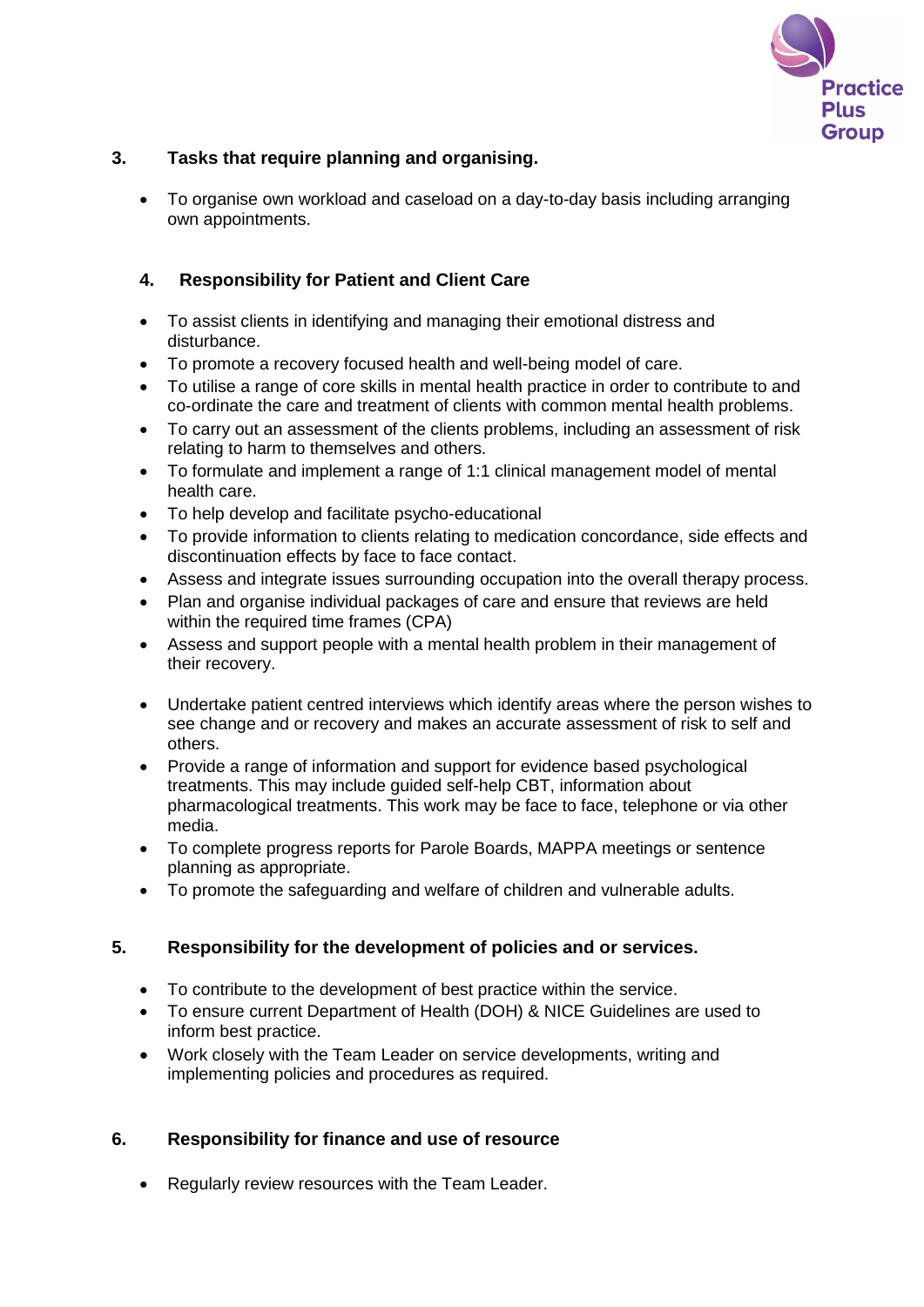## 3. Tasks that require planning and organising.

- To organise own workload and caseload on a day-to-day basis including arranging own appointments.

## 4. Responsibility for Patient and Client Care

- To assist clients in identifying and managing their emotional distress and disturbance.
- To promote a recovery focused health and well-being model of care.
- To utilise a range of core skills in mental health practice in order to contribute to and co-ordinate the care and treatment of clients with common mental health problems.
- To carry out an assessment of the clients problems, including an assessment of risk relating to harm to themselves and others.
- To formulate and implement a range of 1:1 clinical management model of mental health care.
- To help develop and facilitate psycho-educational
- To provide information to clients relating to medication concordance, side effects and discontinuation effects by face to face contact.
- Assess and integrate issues surrounding occupation into the overall therapy process.
- Plan and organise individual packages of care and ensure that reviews are held within the required time frames (CPA)
- Assess and support people with a mental health problem in their management of their recovery.
- Undertake patient centred interviews which identify areas where the person wishes to see change and or recovery and makes an accurate assessment of risk to self and others.
- Provide a range of information and support for evidence based psychological treatments. This may include guided self-help CBT, information about pharmacological treatments. This work may be face to face, telephone or via other media.
- To complete progress reports for Parole Boards, MAPPA meetings or sentence planning as appropriate.
- To promote the safeguarding and welfare of children and vulnerable adults.

## 5. Responsibility for the development of policies and or services.

- To contribute to the development of best practice within the service.
- To ensure current Department of Health (DOH) & NICE Guidelines are used to inform best practice.
- Work closely with the Team Leader on service developments, writing and implementing policies and procedures as required.

## 6. Responsibility for finance and use of resource

- Regularly review resources with the Team Leader.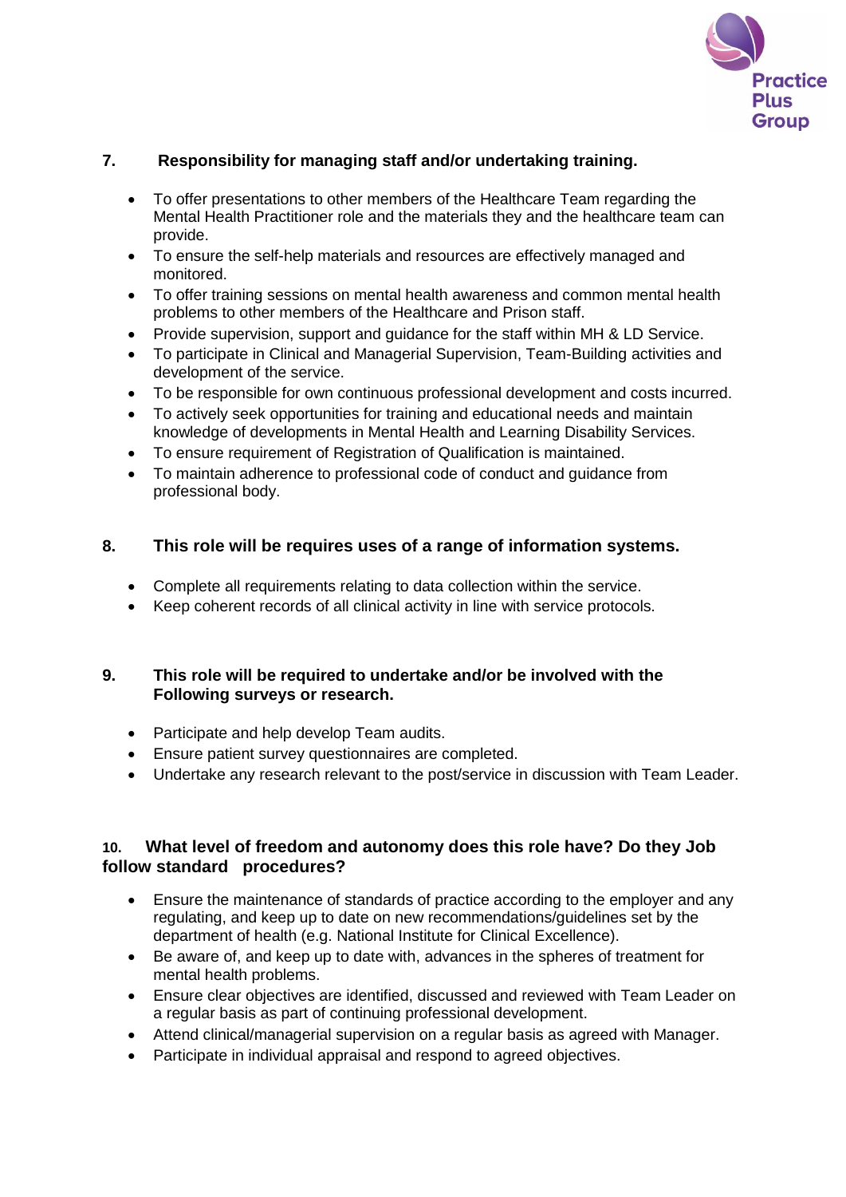### 7. Responsibility for managing staff and/or undertaking training.

- To offer presentations to other members of the Healthcare Team regarding the Mental Health Practitioner role and the materials they and the healthcare team can provide.
- To ensure the self-help materials and resources are effectively managed and monitored.
- To offer training sessions on mental health awareness and common mental health problems to other members of the Healthcare and Prison staff.
- Provide supervision, support and guidance for the staff within MH & LD Service.
- To participate in Clinical and Managerial Supervision, Team-Building activities and development of the service.
- To be responsible for own continuous professional development and costs incurred.
- To actively seek opportunities for training and educational needs and maintain knowledge of developments in Mental Health and Learning Disability Services.
- To ensure requirement of Registration of Qualification is maintained.
- To maintain adherence to professional code of conduct and guidance from professional body.

### 8. This role will be requires uses of a range of information systems.

- Complete all requirements relating to data collection within the service.
- Keep coherent records of all clinical activity in line with service protocols.

### 9. This role will be required to undertake and/or be involved with the Following surveys or research.

- Participate and help develop Team audits.
- Ensure patient survey questionnaires are completed.
- Undertake any research relevant to the post/service in discussion with Team Leader.

### 10. What level of freedom and autonomy does this role have? Do they Job follow standard procedures?

- Ensure the maintenance of standards of practice according to the employer and any regulating, and keep up to date on new recommendations/guidelines set by the department of health (e.g. National Institute for Clinical Excellence).
- Be aware of, and keep up to date with, advances in the spheres of treatment for mental health problems.
- Ensure clear objectives are identified, discussed and reviewed with Team Leader on a regular basis as part of continuing professional development.
- Attend clinical/managerial supervision on a regular basis as agreed with Manager.
- Participate in individual appraisal and respond to agreed objectives.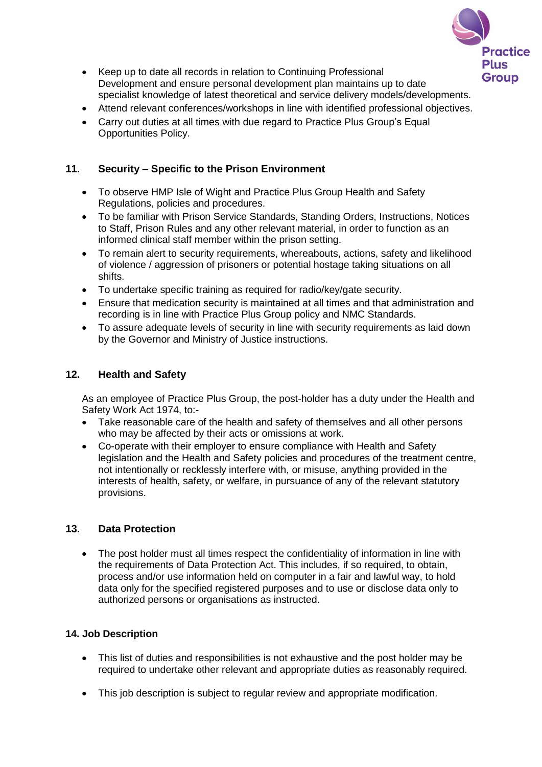- Keep up to date all records in relation to Continuing Professional Development and ensure personal development plan maintains up to date specialist knowledge of latest theoretical and service delivery models/developments.
- Attend relevant conferences/workshops in line with identified professional objectives.
- Carry out duties at all times with due regard to Practice Plus Group's Equal Opportunities Policy.

## 11. Security – Specific to the Prison Environment

- To observe HMP Isle of Wight and Practice Plus Group Health and Safety Regulations, policies and procedures.
- To be familiar with Prison Service Standards, Standing Orders, Instructions, Notices to Staff, Prison Rules and any other relevant material, in order to function as an informed clinical staff member within the prison setting.
- To remain alert to security requirements, whereabouts, actions, safety and likelihood of violence / aggression of prisoners or potential hostage taking situations on all shifts.
- To undertake specific training as required for radio/key/gate security.
- Ensure that medication security is maintained at all times and that administration and recording is in line with Practice Plus Group policy and NMC Standards.
- To assure adequate levels of security in line with security requirements as laid down by the Governor and Ministry of Justice instructions.

## 12. Health and Safety

As an employee of Practice Plus Group, the post-holder has a duty under the Health and Safety Work Act 1974, to:-

- Take reasonable care of the health and safety of themselves and all other persons who may be affected by their acts or omissions at work.
- Co-operate with their employer to ensure compliance with Health and Safety legislation and the Health and Safety policies and procedures of the treatment centre, not intentionally or recklessly interfere with, or misuse, anything provided in the interests of health, safety, or welfare, in pursuance of any of the relevant statutory provisions.

## 13. Data Protection

- The post holder must all times respect the confidentiality of information in line with the requirements of Data Protection Act. This includes, if so required, to obtain, process and/or use information held on computer in a fair and lawful way, to hold data only for the specified registered purposes and to use or disclose data only to authorized persons or organisations as instructed.

## 14. Job Description

- This list of duties and responsibilities is not exhaustive and the post holder may be required to undertake other relevant and appropriate duties as reasonably required.
- This job description is subject to regular review and appropriate modification.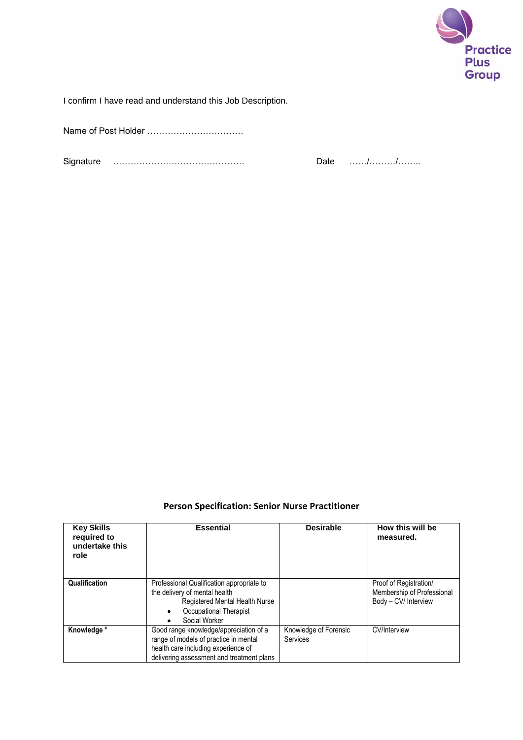I confirm I have read and understand this Job Description.

Name of Post Holder ……………………………

Signature ……………………………………… Date ……/………/……..

## Person Specification: Senior Nurse Practitioner

| Key Skills required to undertake this role | Essential | Desirable | How this will be measured. |
|---|---|---|---|
| **Qualification** | Professional Qualification appropriate to the delivery of mental health<br>Registered Mental Health Nurse<br>• Occupational Therapist<br>• Social Worker | | Proof of Registration/ Membership of Professional Body – CV/ Interview |
| **Knowledge** * | Good range knowledge/appreciation of a range of models of practice in mental health care including experience of delivering assessment and treatment plans | Knowledge of Forensic Services | CV/Interview |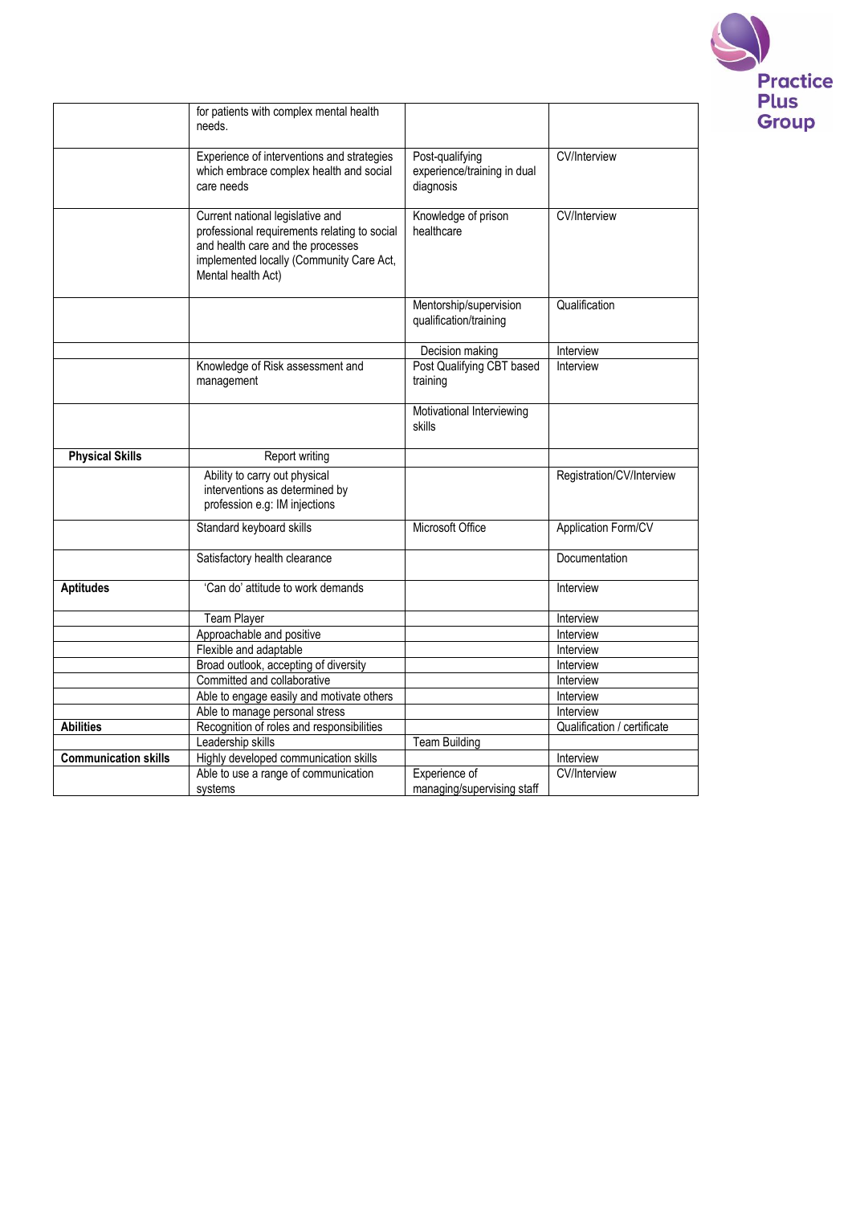| | | | |
|---|---|---|---|
| | for patients with complex mental health needs. | | |
| | Experience of interventions and strategies which embrace complex health and social care needs | Post-qualifying experience/training in dual diagnosis | CV/Interview |
| | Current national legislative and professional requirements relating to social and health care and the processes implemented locally (Community Care Act, Mental health Act) | Knowledge of prison healthcare | CV/Interview |
| | | Mentorship/supervision qualification/training | Qualification |
| | | Decision making | Interview |
| | Knowledge of Risk assessment and management | Post Qualifying CBT based training | Interview |
| | | Motivational Interviewing skills | |
| **Physical Skills** | Report writing | | |
| | Ability to carry out physical interventions as determined by profession e.g: IM injections | | Registration/CV/Interview |
| | Standard keyboard skills | Microsoft Office | Application Form/CV |
| | Satisfactory health clearance | | Documentation |
| **Aptitudes** | 'Can do' attitude to work demands | | Interview |
| | Team Player | | Interview |
| | Approachable and positive | | Interview |
| | Flexible and adaptable | | Interview |
| | Broad outlook, accepting of diversity | | Interview |
| | Committed and collaborative | | Interview |
| | Able to engage easily and motivate others | | Interview |
| | Able to manage personal stress | | Interview |
| **Abilities** | Recognition of roles and responsibilities | | Qualification / certificate |
| | Leadership skills | Team Building | |
| **Communication skills** | Highly developed communication skills | | Interview |
| | Able to use a range of communication systems | Experience of managing/supervising staff | CV/Interview |